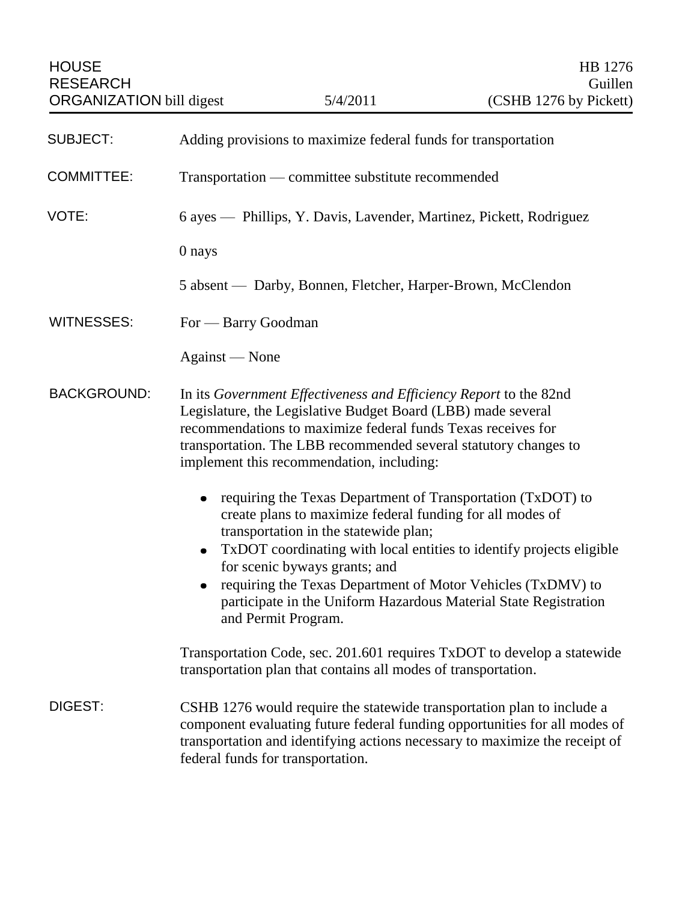HOUSE RESEARCH ORGANIZATION bill digest | 5/4/2011 | HB 1276 Guillen (CSHB 1276 by Pickett)

**SUBJECT:** Adding provisions to maximize federal funds for transportation

**COMMITTEE:** Transportation — committee substitute recommended

**VOTE:** 6 ayes — Phillips, Y. Davis, Lavender, Martinez, Pickett, Rodriguez

0 nays

5 absent — Darby, Bonnen, Fletcher, Harper-Brown, McClendon

**WITNESSES:** For — Barry Goodman

Against — None

**BACKGROUND:** In its *Government Effectiveness and Efficiency Report* to the 82nd Legislature, the Legislative Budget Board (LBB) made several recommendations to maximize federal funds Texas receives for transportation. The LBB recommended several statutory changes to implement this recommendation, including:

- requiring the Texas Department of Transportation (TxDOT) to create plans to maximize federal funding for all modes of transportation in the statewide plan;
- TxDOT coordinating with local entities to identify projects eligible for scenic byways grants; and
- requiring the Texas Department of Motor Vehicles (TxDMV) to participate in the Uniform Hazardous Material State Registration and Permit Program.

Transportation Code, sec. 201.601 requires TxDOT to develop a statewide transportation plan that contains all modes of transportation.

**DIGEST:** CSHB 1276 would require the statewide transportation plan to include a component evaluating future federal funding opportunities for all modes of transportation and identifying actions necessary to maximize the receipt of federal funds for transportation.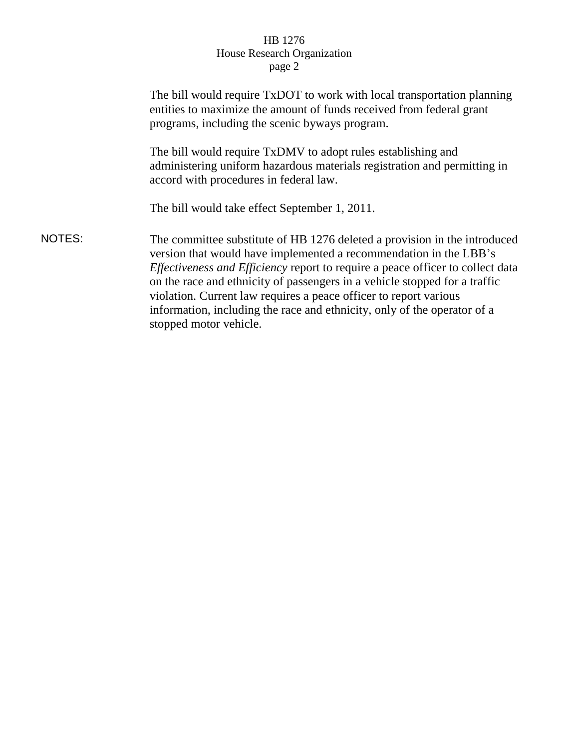The bill would require TxDOT to work with local transportation planning entities to maximize the amount of funds received from federal grant programs, including the scenic byways program.

The bill would require TxDMV to adopt rules establishing and administering uniform hazardous materials registration and permitting in accord with procedures in federal law.

The bill would take effect September 1, 2011.

NOTES: The committee substitute of HB 1276 deleted a provision in the introduced version that would have implemented a recommendation in the LBB's *Effectiveness and Efficiency* report to require a peace officer to collect data on the race and ethnicity of passengers in a vehicle stopped for a traffic violation. Current law requires a peace officer to report various information, including the race and ethnicity, only of the operator of a stopped motor vehicle.